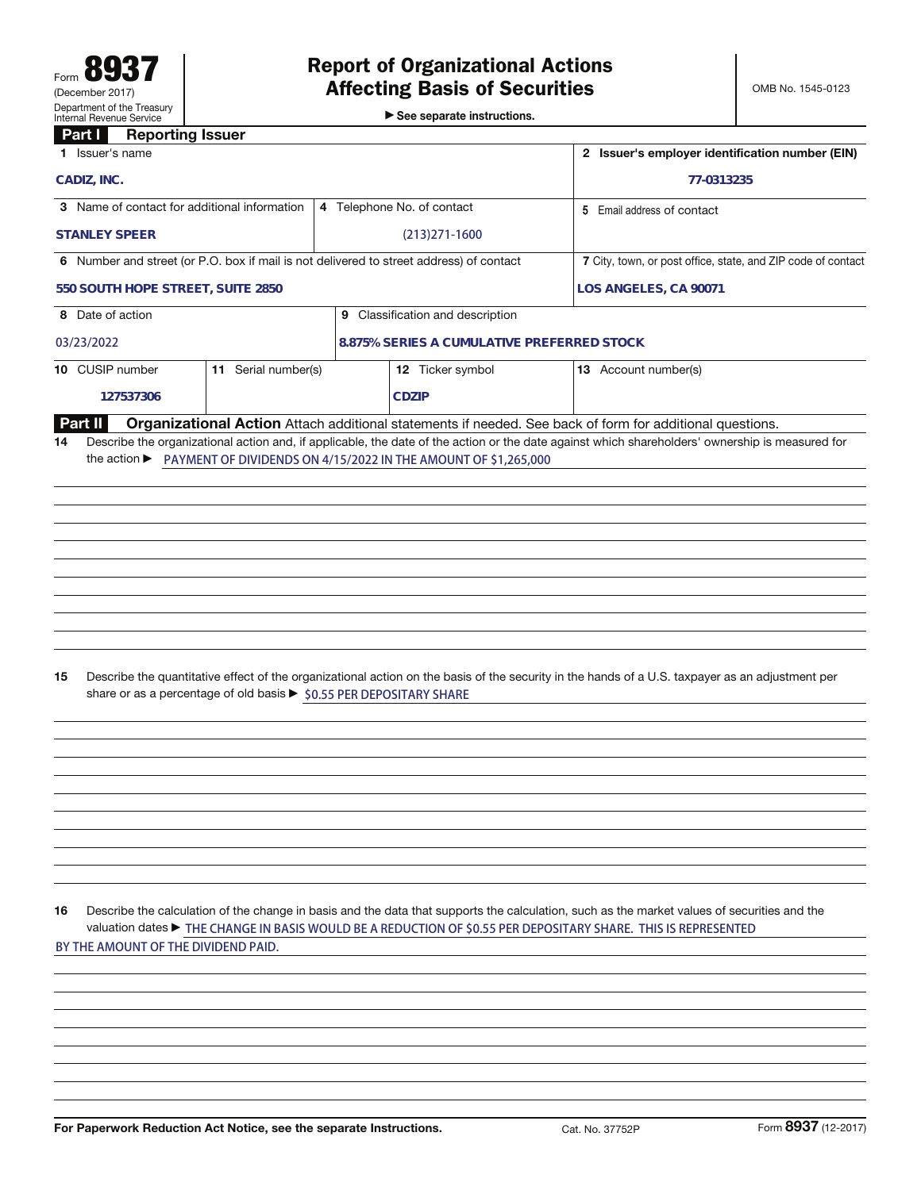Form **8937**
(December 2017)
Department of the Treasury
Internal Revenue Service

# Report of Organizational Actions Affecting Basis of Securities

► See separate instructions.

OMB No. 1545-0123

## Part I Reporting Issuer

| | |
|---|---|
| **1** Issuer's name: CADIZ, INC. | **2** Issuer's employer identification number (EIN): 77-0313235 |
| **3** Name of contact for additional information: STANLEY SPEER | **4** Telephone No. of contact: (213)271-1600 |
| **5** Email address of contact: | |
| **6** Number and street (or P.O. box if mail is not delivered to street address) of contact: 550 SOUTH HOPE STREET, SUITE 2850 | **7** City, town, or post office, state, and ZIP code of contact: LOS ANGELES, CA 90071 |
| **8** Date of action: 03/23/2022 | **9** Classification and description: 8.875% SERIES A CUMULATIVE PREFERRED STOCK |
| **10** CUSIP number: 127537306 | **11** Serial number(s): |
| **12** Ticker symbol: CDZIP | **13** Account number(s): |

## Part II Organizational Action

Attach additional statements if needed. See back of form for additional questions.

**14** Describe the organizational action and, if applicable, the date of the action or the date against which shareholders' ownership is measured for the action ► PAYMENT OF DIVIDENDS ON 4/15/2022 IN THE AMOUNT OF $1,265,000

**15** Describe the quantitative effect of the organizational action on the basis of the security in the hands of a U.S. taxpayer as an adjustment per share or as a percentage of old basis ► $0.55 PER DEPOSITARY SHARE

**16** Describe the calculation of the change in basis and the data that supports the calculation, such as the market values of securities and the valuation dates ► THE CHANGE IN BASIS WOULD BE A REDUCTION OF $0.55 PER DEPOSITARY SHARE. THIS IS REPRESENTED BY THE AMOUNT OF THE DIVIDEND PAID.

For Paperwork Reduction Act Notice, see the separate Instructions. Cat. No. 37752P Form **8937** (12-2017)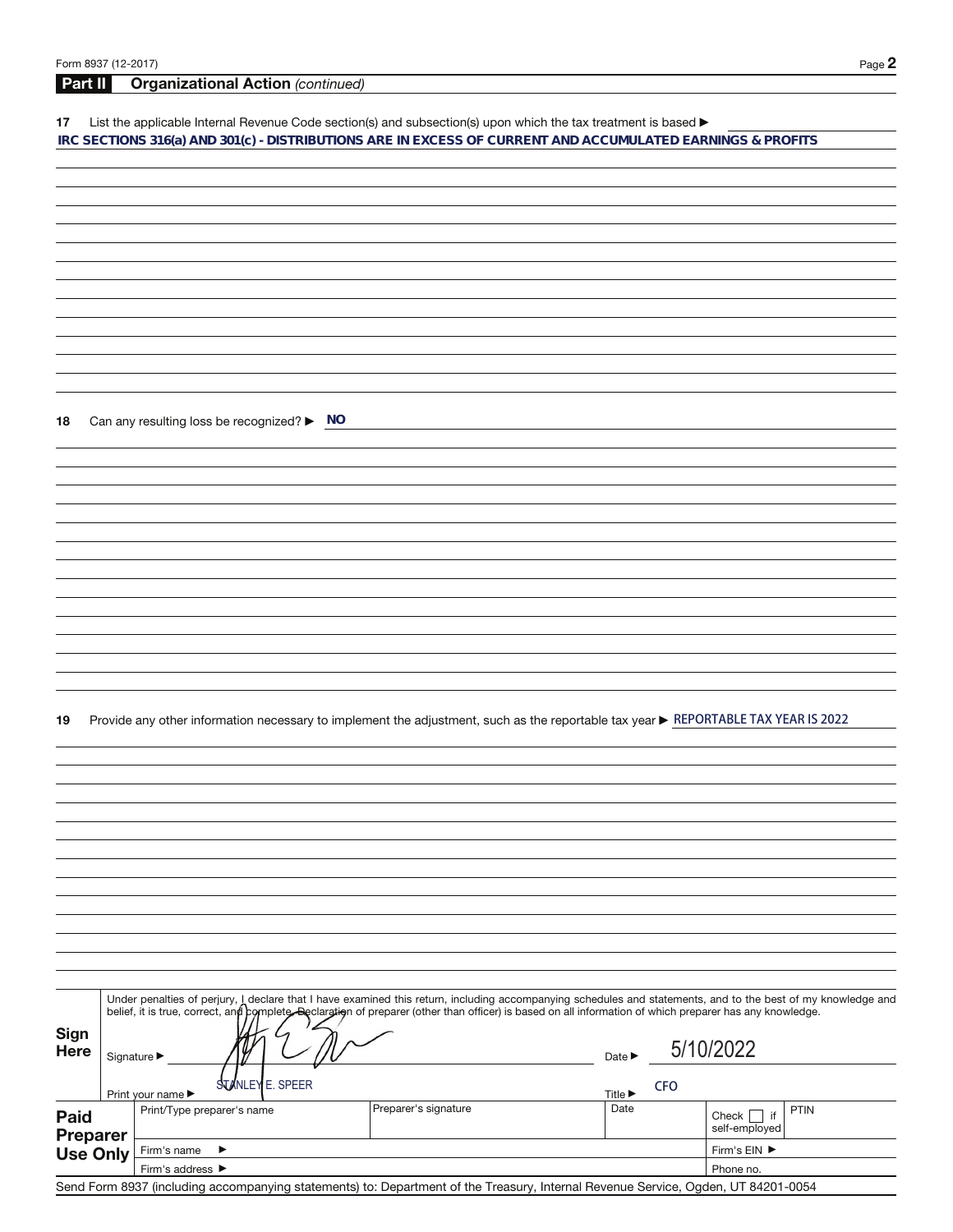## Part II Organizational Action *(continued)*

**17** List the applicable Internal Revenue Code section(s) and subsection(s) upon which the tax treatment is based ▶

**IRC SECTIONS 316(a) AND 301(c) - DISTRIBUTIONS ARE IN EXCESS OF CURRENT AND ACCUMULATED EARNINGS & PROFITS**

**18** Can any resulting loss be recognized? ▶ **NO**

**19** Provide any other information necessary to implement the adjustment, such as the reportable tax year ▶ REPORTABLE TAX YEAR IS 2022

**Sign Here**

Under penalties of perjury, I declare that I have examined this return, including accompanying schedules and statements, and to the best of my knowledge and belief, it is true, correct, and complete. Declaration of preparer (other than officer) is based on all information of which preparer has any knowledge.

Signature ▶ [signature] Date ▶ 5/10/2022

Print your name ▶ STANLEY E. SPEER Title ▶ CFO

| **Paid Preparer Use Only** | Print/Type preparer's name | Preparer's signature | Date | Check ☐ if self-employed | PTIN |
|---|---|---|---|---|---|
| | Firm's name ▶ | | | Firm's EIN ▶ | |
| | Firm's address ▶ | | | Phone no. | |

Send Form 8937 (including accompanying statements) to: Department of the Treasury, Internal Revenue Service, Ogden, UT 84201-0054